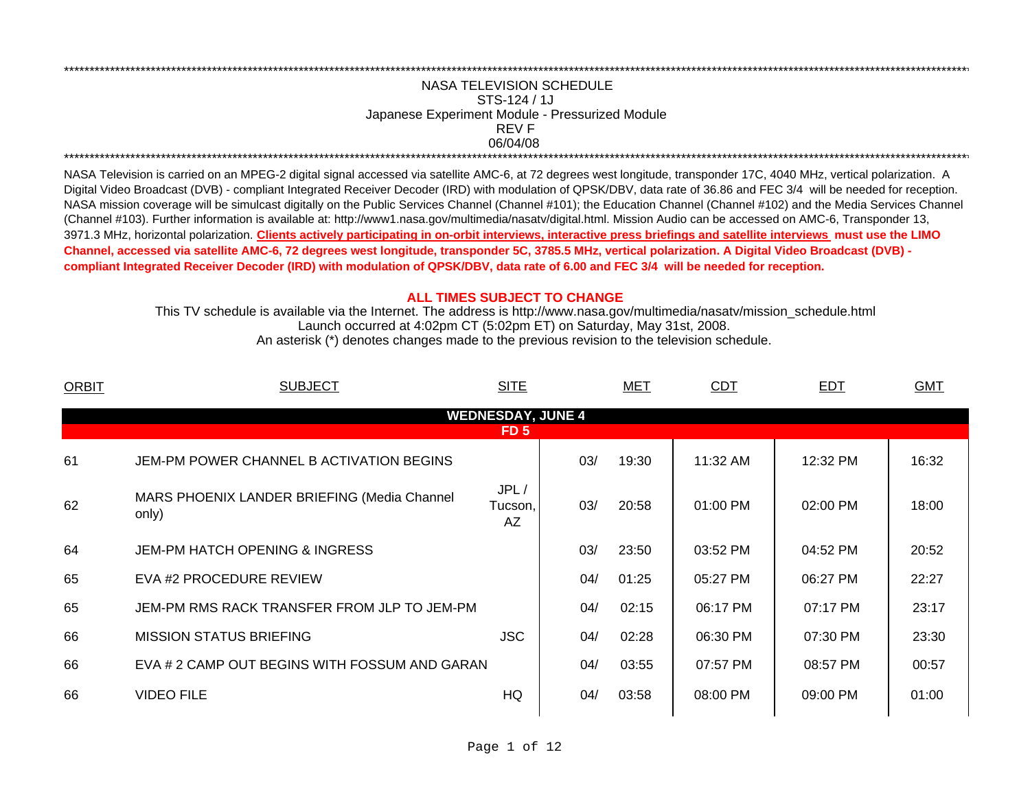# NASA TELEVISION SCHEDULE

STS-124 / 1J

Japanese Experiment Module - Pressurized Module

REV F

06/04/08

NASA Television is carried on an MPEG-2 digital signal accessed via satellite AMC-6, at 72 degrees west longitude, transponder 17C, 4040 MHz, vertical polarization. A Digital Video Broadcast (DVB) - compliant Integrated Receiver Decoder (IRD) with modulation of QPSK/DBV, data rate of 36.86 and FEC 3/4 will be needed for reception. NASA mission coverage will be simulcast digitally on the Public Services Channel (Channel #101); the Education Channel (Channel #102) and the Media Services Channel (Channel #103). Further information is available at: http://www1.nasa.gov/multimedia/nasatv/digital.html. Mission Audio can be accessed on AMC-6, Transponder 13, 3971.3 MHz, horizontal polarization. **Clients actively participating in on-orbit interviews, interactive press briefings and satellite interviews must use the LIMO Channel, accessed via satellite AMC-6, 72 degrees west longitude, transponder 5C, 3785.5 MHz, vertical polarization. A Digital Video Broadcast (DVB) - compliant Integrated Receiver Decoder (IRD) with modulation of QPSK/DBV, data rate of 6.00 and FEC 3/4 will be needed for reception.**

**ALL TIMES SUBJECT TO CHANGE**

This TV schedule is available via the Internet. The address is http://www.nasa.gov/multimedia/nasatv/mission_schedule.html

Launch occurred at 4:02pm CT (5:02pm ET) on Saturday, May 31st, 2008.

An asterisk (*) denotes changes made to the previous revision to the television schedule.

| ORBIT | SUBJECT | SITE | MET | | CDT | EDT | GMT |
|---|---|---|---|---|---|---|---|
| | **WEDNESDAY, JUNE 4** | | | | | | |
| | **FD 5** | | | | | | |
| 61 | JEM-PM POWER CHANNEL B ACTIVATION BEGINS | | 03/ | 19:30 | 11:32 AM | 12:32 PM | 16:32 |
| 62 | MARS PHOENIX LANDER BRIEFING (Media Channel only) | JPL / Tucson, AZ | 03/ | 20:58 | 01:00 PM | 02:00 PM | 18:00 |
| 64 | JEM-PM HATCH OPENING & INGRESS | | 03/ | 23:50 | 03:52 PM | 04:52 PM | 20:52 |
| 65 | EVA #2 PROCEDURE REVIEW | | 04/ | 01:25 | 05:27 PM | 06:27 PM | 22:27 |
| 65 | JEM-PM RMS RACK TRANSFER FROM JLP TO JEM-PM | | 04/ | 02:15 | 06:17 PM | 07:17 PM | 23:17 |
| 66 | MISSION STATUS BRIEFING | JSC | 04/ | 02:28 | 06:30 PM | 07:30 PM | 23:30 |
| 66 | EVA # 2 CAMP OUT BEGINS WITH FOSSUM AND GARAN | | 04/ | 03:55 | 07:57 PM | 08:57 PM | 00:57 |
| 66 | VIDEO FILE | HQ | 04/ | 03:58 | 08:00 PM | 09:00 PM | 01:00 |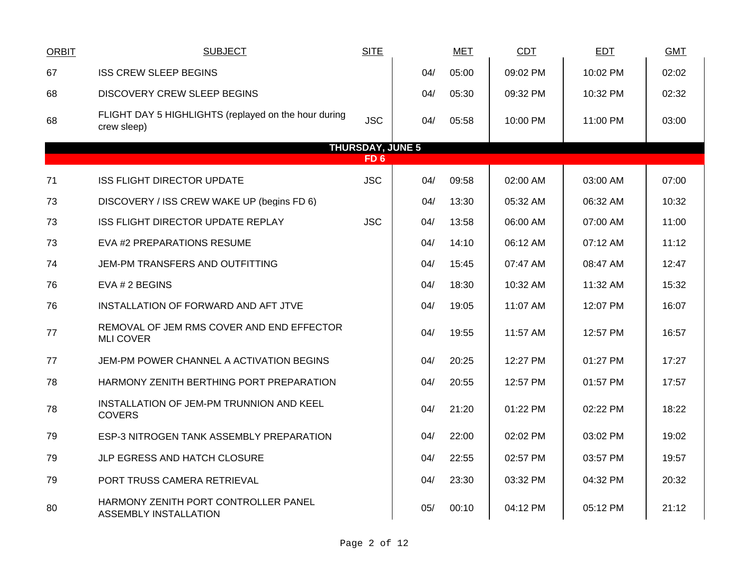| ORBIT | SUBJECT | SITE | | MET | CDT | EDT | GMT |
|---|---|---|---|---|---|---|---|
| 67 | ISS CREW SLEEP BEGINS | | 04/ | 05:00 | 09:02 PM | 10:02 PM | 02:02 |
| 68 | DISCOVERY CREW SLEEP BEGINS | | 04/ | 05:30 | 09:32 PM | 10:32 PM | 02:32 |
| 68 | FLIGHT DAY 5 HIGHLIGHTS (replayed on the hour during crew sleep) | JSC | 04/ | 05:58 | 10:00 PM | 11:00 PM | 03:00 |
| | **THURSDAY, JUNE 5** | | | | | | |
| | **FD 6** | | | | | | |
| 71 | ISS FLIGHT DIRECTOR UPDATE | JSC | 04/ | 09:58 | 02:00 AM | 03:00 AM | 07:00 |
| 73 | DISCOVERY / ISS CREW WAKE UP (begins FD 6) | | 04/ | 13:30 | 05:32 AM | 06:32 AM | 10:32 |
| 73 | ISS FLIGHT DIRECTOR UPDATE REPLAY | JSC | 04/ | 13:58 | 06:00 AM | 07:00 AM | 11:00 |
| 73 | EVA #2 PREPARATIONS RESUME | | 04/ | 14:10 | 06:12 AM | 07:12 AM | 11:12 |
| 74 | JEM-PM TRANSFERS AND OUTFITTING | | 04/ | 15:45 | 07:47 AM | 08:47 AM | 12:47 |
| 76 | EVA # 2 BEGINS | | 04/ | 18:30 | 10:32 AM | 11:32 AM | 15:32 |
| 76 | INSTALLATION OF FORWARD AND AFT JTVE | | 04/ | 19:05 | 11:07 AM | 12:07 PM | 16:07 |
| 77 | REMOVAL OF JEM RMS COVER AND END EFFECTOR MLI COVER | | 04/ | 19:55 | 11:57 AM | 12:57 PM | 16:57 |
| 77 | JEM-PM POWER CHANNEL A ACTIVATION BEGINS | | 04/ | 20:25 | 12:27 PM | 01:27 PM | 17:27 |
| 78 | HARMONY ZENITH BERTHING PORT PREPARATION | | 04/ | 20:55 | 12:57 PM | 01:57 PM | 17:57 |
| 78 | INSTALLATION OF JEM-PM TRUNNION AND KEEL COVERS | | 04/ | 21:20 | 01:22 PM | 02:22 PM | 18:22 |
| 79 | ESP-3 NITROGEN TANK ASSEMBLY PREPARATION | | 04/ | 22:00 | 02:02 PM | 03:02 PM | 19:02 |
| 79 | JLP EGRESS AND HATCH CLOSURE | | 04/ | 22:55 | 02:57 PM | 03:57 PM | 19:57 |
| 79 | PORT TRUSS CAMERA RETRIEVAL | | 04/ | 23:30 | 03:32 PM | 04:32 PM | 20:32 |
| 80 | HARMONY ZENITH PORT CONTROLLER PANEL ASSEMBLY INSTALLATION | | 05/ | 00:10 | 04:12 PM | 05:12 PM | 21:12 |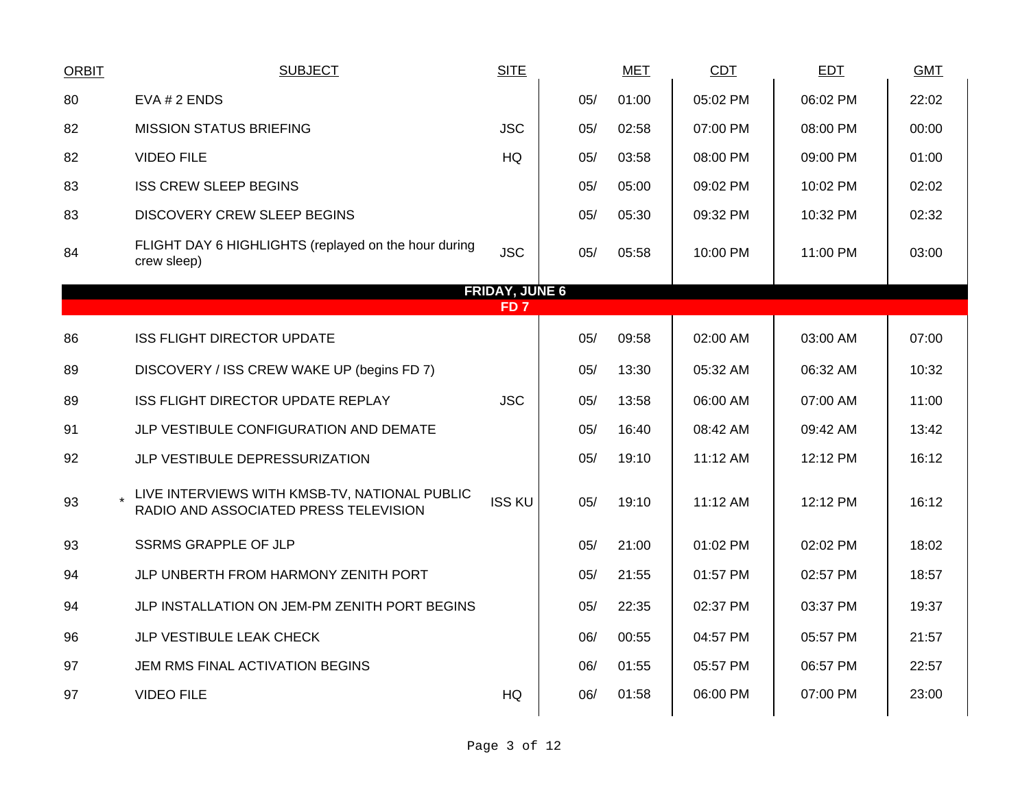| ORBIT | | SUBJECT | SITE | | MET | CDT | EDT | GMT |
|---|---|---|---|---|---|---|---|---|
| 80 | | EVA # 2 ENDS | | 05/ | 01:00 | 05:02 PM | 06:02 PM | 22:02 |
| 82 | | MISSION STATUS BRIEFING | JSC | 05/ | 02:58 | 07:00 PM | 08:00 PM | 00:00 |
| 82 | | VIDEO FILE | HQ | 05/ | 03:58 | 08:00 PM | 09:00 PM | 01:00 |
| 83 | | ISS CREW SLEEP BEGINS | | 05/ | 05:00 | 09:02 PM | 10:02 PM | 02:02 |
| 83 | | DISCOVERY CREW SLEEP BEGINS | | 05/ | 05:30 | 09:32 PM | 10:32 PM | 02:32 |
| 84 | | FLIGHT DAY 6 HIGHLIGHTS (replayed on the hour during crew sleep) | JSC | 05/ | 05:58 | 10:00 PM | 11:00 PM | 03:00 |
| | | **FRIDAY, JUNE 6** | | | | | | |
| | | **FD 7** | | | | | | |
| 86 | | ISS FLIGHT DIRECTOR UPDATE | | 05/ | 09:58 | 02:00 AM | 03:00 AM | 07:00 |
| 89 | | DISCOVERY / ISS CREW WAKE UP (begins FD 7) | | 05/ | 13:30 | 05:32 AM | 06:32 AM | 10:32 |
| 89 | | ISS FLIGHT DIRECTOR UPDATE REPLAY | JSC | 05/ | 13:58 | 06:00 AM | 07:00 AM | 11:00 |
| 91 | | JLP VESTIBULE CONFIGURATION AND DEMATE | | 05/ | 16:40 | 08:42 AM | 09:42 AM | 13:42 |
| 92 | | JLP VESTIBULE DEPRESSURIZATION | | 05/ | 19:10 | 11:12 AM | 12:12 PM | 16:12 |
| 93 | * | LIVE INTERVIEWS WITH KMSB-TV, NATIONAL PUBLIC RADIO AND ASSOCIATED PRESS TELEVISION | ISS KU | 05/ | 19:10 | 11:12 AM | 12:12 PM | 16:12 |
| 93 | | SSRMS GRAPPLE OF JLP | | 05/ | 21:00 | 01:02 PM | 02:02 PM | 18:02 |
| 94 | | JLP UNBERTH FROM HARMONY ZENITH PORT | | 05/ | 21:55 | 01:57 PM | 02:57 PM | 18:57 |
| 94 | | JLP INSTALLATION ON JEM-PM ZENITH PORT BEGINS | | 05/ | 22:35 | 02:37 PM | 03:37 PM | 19:37 |
| 96 | | JLP VESTIBULE LEAK CHECK | | 06/ | 00:55 | 04:57 PM | 05:57 PM | 21:57 |
| 97 | | JEM RMS FINAL ACTIVATION BEGINS | | 06/ | 01:55 | 05:57 PM | 06:57 PM | 22:57 |
| 97 | | VIDEO FILE | HQ | 06/ | 01:58 | 06:00 PM | 07:00 PM | 23:00 |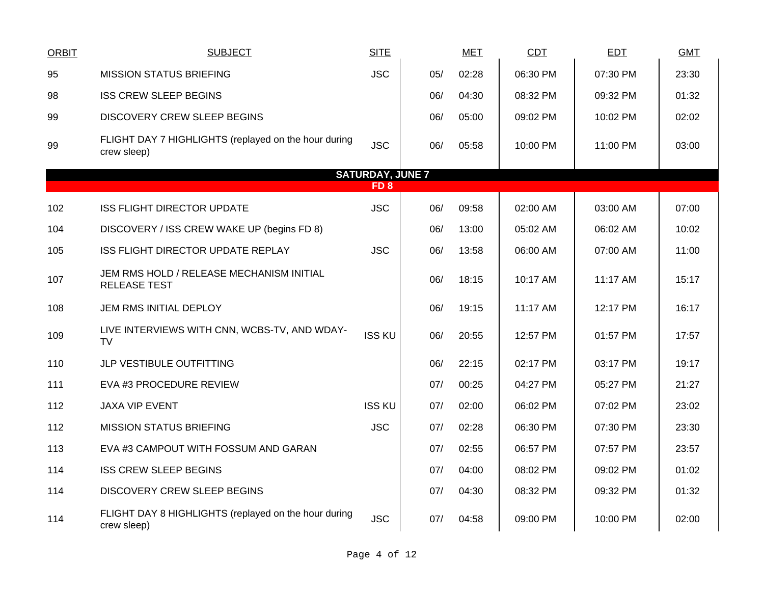| ORBIT | SUBJECT | SITE | MET | | CDT | EDT | GMT |
|---|---|---|---|---|---|---|---|
| 95 | MISSION STATUS BRIEFING | JSC | 05/ | 02:28 | 06:30 PM | 07:30 PM | 23:30 |
| 98 | ISS CREW SLEEP BEGINS | | 06/ | 04:30 | 08:32 PM | 09:32 PM | 01:32 |
| 99 | DISCOVERY CREW SLEEP BEGINS | | 06/ | 05:00 | 09:02 PM | 10:02 PM | 02:02 |
| 99 | FLIGHT DAY 7 HIGHLIGHTS (replayed on the hour during crew sleep) | JSC | 06/ | 05:58 | 10:00 PM | 11:00 PM | 03:00 |
| | **SATURDAY, JUNE 7** | | | | | | |
| | **FD 8** | | | | | | |
| 102 | ISS FLIGHT DIRECTOR UPDATE | JSC | 06/ | 09:58 | 02:00 AM | 03:00 AM | 07:00 |
| 104 | DISCOVERY / ISS CREW WAKE UP (begins FD 8) | | 06/ | 13:00 | 05:02 AM | 06:02 AM | 10:02 |
| 105 | ISS FLIGHT DIRECTOR UPDATE REPLAY | JSC | 06/ | 13:58 | 06:00 AM | 07:00 AM | 11:00 |
| 107 | JEM RMS HOLD / RELEASE MECHANISM INITIAL RELEASE TEST | | 06/ | 18:15 | 10:17 AM | 11:17 AM | 15:17 |
| 108 | JEM RMS INITIAL DEPLOY | | 06/ | 19:15 | 11:17 AM | 12:17 PM | 16:17 |
| 109 | LIVE INTERVIEWS WITH CNN, WCBS-TV, AND WDAY-TV | ISS KU | 06/ | 20:55 | 12:57 PM | 01:57 PM | 17:57 |
| 110 | JLP VESTIBULE OUTFITTING | | 06/ | 22:15 | 02:17 PM | 03:17 PM | 19:17 |
| 111 | EVA #3 PROCEDURE REVIEW | | 07/ | 00:25 | 04:27 PM | 05:27 PM | 21:27 |
| 112 | JAXA VIP EVENT | ISS KU | 07/ | 02:00 | 06:02 PM | 07:02 PM | 23:02 |
| 112 | MISSION STATUS BRIEFING | JSC | 07/ | 02:28 | 06:30 PM | 07:30 PM | 23:30 |
| 113 | EVA #3 CAMPOUT WITH FOSSUM AND GARAN | | 07/ | 02:55 | 06:57 PM | 07:57 PM | 23:57 |
| 114 | ISS CREW SLEEP BEGINS | | 07/ | 04:00 | 08:02 PM | 09:02 PM | 01:02 |
| 114 | DISCOVERY CREW SLEEP BEGINS | | 07/ | 04:30 | 08:32 PM | 09:32 PM | 01:32 |
| 114 | FLIGHT DAY 8 HIGHLIGHTS (replayed on the hour during crew sleep) | JSC | 07/ | 04:58 | 09:00 PM | 10:00 PM | 02:00 |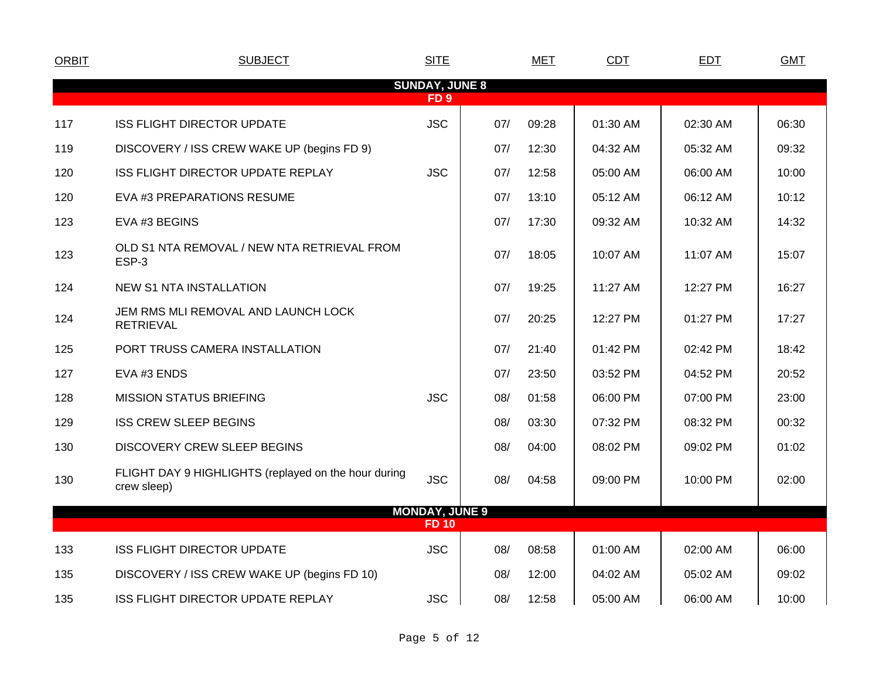| ORBIT | SUBJECT | SITE | MET | | CDT | EDT | GMT |
|---|---|---|---|---|---|---|---|
| | **SUNDAY, JUNE 8** | | | | | | |
| | **FD 9** | | | | | | |
| 117 | ISS FLIGHT DIRECTOR UPDATE | JSC | 07/ | 09:28 | 01:30 AM | 02:30 AM | 06:30 |
| 119 | DISCOVERY / ISS CREW WAKE UP (begins FD 9) | | 07/ | 12:30 | 04:32 AM | 05:32 AM | 09:32 |
| 120 | ISS FLIGHT DIRECTOR UPDATE REPLAY | JSC | 07/ | 12:58 | 05:00 AM | 06:00 AM | 10:00 |
| 120 | EVA #3 PREPARATIONS RESUME | | 07/ | 13:10 | 05:12 AM | 06:12 AM | 10:12 |
| 123 | EVA #3 BEGINS | | 07/ | 17:30 | 09:32 AM | 10:32 AM | 14:32 |
| 123 | OLD S1 NTA REMOVAL / NEW NTA RETRIEVAL FROM ESP-3 | | 07/ | 18:05 | 10:07 AM | 11:07 AM | 15:07 |
| 124 | NEW S1 NTA INSTALLATION | | 07/ | 19:25 | 11:27 AM | 12:27 PM | 16:27 |
| 124 | JEM RMS MLI REMOVAL AND LAUNCH LOCK RETRIEVAL | | 07/ | 20:25 | 12:27 PM | 01:27 PM | 17:27 |
| 125 | PORT TRUSS CAMERA INSTALLATION | | 07/ | 21:40 | 01:42 PM | 02:42 PM | 18:42 |
| 127 | EVA #3 ENDS | | 07/ | 23:50 | 03:52 PM | 04:52 PM | 20:52 |
| 128 | MISSION STATUS BRIEFING | JSC | 08/ | 01:58 | 06:00 PM | 07:00 PM | 23:00 |
| 129 | ISS CREW SLEEP BEGINS | | 08/ | 03:30 | 07:32 PM | 08:32 PM | 00:32 |
| 130 | DISCOVERY CREW SLEEP BEGINS | | 08/ | 04:00 | 08:02 PM | 09:02 PM | 01:02 |
| 130 | FLIGHT DAY 9 HIGHLIGHTS (replayed on the hour during crew sleep) | JSC | 08/ | 04:58 | 09:00 PM | 10:00 PM | 02:00 |
| | **MONDAY, JUNE 9** | | | | | | |
| | **FD 10** | | | | | | |
| 133 | ISS FLIGHT DIRECTOR UPDATE | JSC | 08/ | 08:58 | 01:00 AM | 02:00 AM | 06:00 |
| 135 | DISCOVERY / ISS CREW WAKE UP (begins FD 10) | | 08/ | 12:00 | 04:02 AM | 05:02 AM | 09:02 |
| 135 | ISS FLIGHT DIRECTOR UPDATE REPLAY | JSC | 08/ | 12:58 | 05:00 AM | 06:00 AM | 10:00 |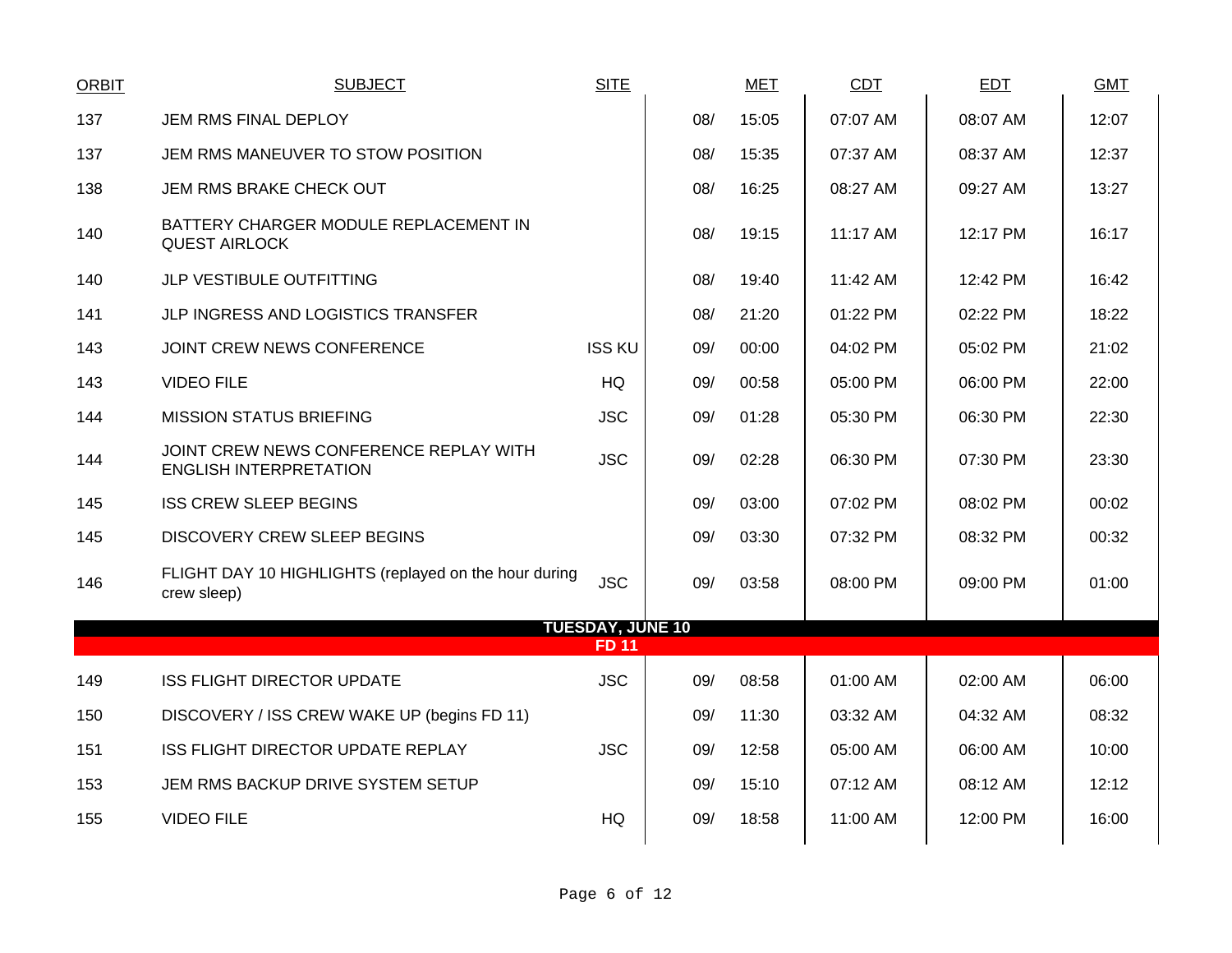| ORBIT | SUBJECT | SITE | MET | | CDT | EDT | GMT |
|---|---|---|---|---|---|---|---|
| 137 | JEM RMS FINAL DEPLOY | | 08/ | 15:05 | 07:07 AM | 08:07 AM | 12:07 |
| 137 | JEM RMS MANEUVER TO STOW POSITION | | 08/ | 15:35 | 07:37 AM | 08:37 AM | 12:37 |
| 138 | JEM RMS BRAKE CHECK OUT | | 08/ | 16:25 | 08:27 AM | 09:27 AM | 13:27 |
| 140 | BATTERY CHARGER MODULE REPLACEMENT IN QUEST AIRLOCK | | 08/ | 19:15 | 11:17 AM | 12:17 PM | 16:17 |
| 140 | JLP VESTIBULE OUTFITTING | | 08/ | 19:40 | 11:42 AM | 12:42 PM | 16:42 |
| 141 | JLP INGRESS AND LOGISTICS TRANSFER | | 08/ | 21:20 | 01:22 PM | 02:22 PM | 18:22 |
| 143 | JOINT CREW NEWS CONFERENCE | ISS KU | 09/ | 00:00 | 04:02 PM | 05:02 PM | 21:02 |
| 143 | VIDEO FILE | HQ | 09/ | 00:58 | 05:00 PM | 06:00 PM | 22:00 |
| 144 | MISSION STATUS BRIEFING | JSC | 09/ | 01:28 | 05:30 PM | 06:30 PM | 22:30 |
| 144 | JOINT CREW NEWS CONFERENCE REPLAY WITH ENGLISH INTERPRETATION | JSC | 09/ | 02:28 | 06:30 PM | 07:30 PM | 23:30 |
| 145 | ISS CREW SLEEP BEGINS | | 09/ | 03:00 | 07:02 PM | 08:02 PM | 00:02 |
| 145 | DISCOVERY CREW SLEEP BEGINS | | 09/ | 03:30 | 07:32 PM | 08:32 PM | 00:32 |
| 146 | FLIGHT DAY 10 HIGHLIGHTS (replayed on the hour during crew sleep) | JSC | 09/ | 03:58 | 08:00 PM | 09:00 PM | 01:00 |
| | **TUESDAY, JUNE 10** | | | | | | |
| | **FD 11** | | | | | | |
| 149 | ISS FLIGHT DIRECTOR UPDATE | JSC | 09/ | 08:58 | 01:00 AM | 02:00 AM | 06:00 |
| 150 | DISCOVERY / ISS CREW WAKE UP (begins FD 11) | | 09/ | 11:30 | 03:32 AM | 04:32 AM | 08:32 |
| 151 | ISS FLIGHT DIRECTOR UPDATE REPLAY | JSC | 09/ | 12:58 | 05:00 AM | 06:00 AM | 10:00 |
| 153 | JEM RMS BACKUP DRIVE SYSTEM SETUP | | 09/ | 15:10 | 07:12 AM | 08:12 AM | 12:12 |
| 155 | VIDEO FILE | HQ | 09/ | 18:58 | 11:00 AM | 12:00 PM | 16:00 |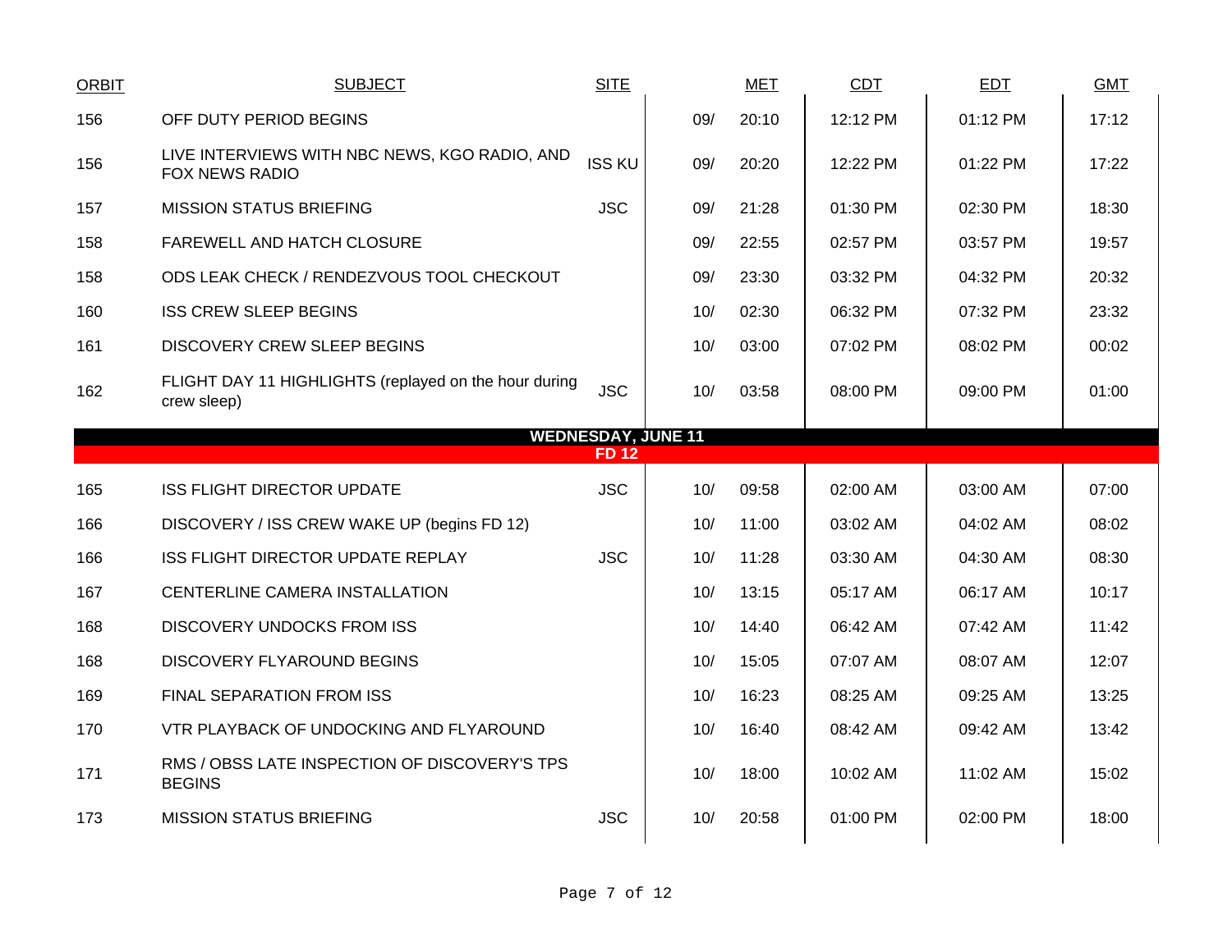| ORBIT | SUBJECT | SITE | MET | | CDT | EDT | GMT |
|---|---|---|---|---|---|---|---|
| 156 | OFF DUTY PERIOD BEGINS | | 09/ | 20:10 | 12:12 PM | 01:12 PM | 17:12 |
| 156 | LIVE INTERVIEWS WITH NBC NEWS, KGO RADIO, AND FOX NEWS RADIO | ISS KU | 09/ | 20:20 | 12:22 PM | 01:22 PM | 17:22 |
| 157 | MISSION STATUS BRIEFING | JSC | 09/ | 21:28 | 01:30 PM | 02:30 PM | 18:30 |
| 158 | FAREWELL AND HATCH CLOSURE | | 09/ | 22:55 | 02:57 PM | 03:57 PM | 19:57 |
| 158 | ODS LEAK CHECK / RENDEZVOUS TOOL CHECKOUT | | 09/ | 23:30 | 03:32 PM | 04:32 PM | 20:32 |
| 160 | ISS CREW SLEEP BEGINS | | 10/ | 02:30 | 06:32 PM | 07:32 PM | 23:32 |
| 161 | DISCOVERY CREW SLEEP BEGINS | | 10/ | 03:00 | 07:02 PM | 08:02 PM | 00:02 |
| 162 | FLIGHT DAY 11 HIGHLIGHTS (replayed on the hour during crew sleep) | JSC | 10/ | 03:58 | 08:00 PM | 09:00 PM | 01:00 |
| | **WEDNESDAY, JUNE 11** | | | | | | |
| | **FD 12** | | | | | | |
| 165 | ISS FLIGHT DIRECTOR UPDATE | JSC | 10/ | 09:58 | 02:00 AM | 03:00 AM | 07:00 |
| 166 | DISCOVERY / ISS CREW WAKE UP (begins FD 12) | | 10/ | 11:00 | 03:02 AM | 04:02 AM | 08:02 |
| 166 | ISS FLIGHT DIRECTOR UPDATE REPLAY | JSC | 10/ | 11:28 | 03:30 AM | 04:30 AM | 08:30 |
| 167 | CENTERLINE CAMERA INSTALLATION | | 10/ | 13:15 | 05:17 AM | 06:17 AM | 10:17 |
| 168 | DISCOVERY UNDOCKS FROM ISS | | 10/ | 14:40 | 06:42 AM | 07:42 AM | 11:42 |
| 168 | DISCOVERY FLYAROUND BEGINS | | 10/ | 15:05 | 07:07 AM | 08:07 AM | 12:07 |
| 169 | FINAL SEPARATION FROM ISS | | 10/ | 16:23 | 08:25 AM | 09:25 AM | 13:25 |
| 170 | VTR PLAYBACK OF UNDOCKING AND FLYAROUND | | 10/ | 16:40 | 08:42 AM | 09:42 AM | 13:42 |
| 171 | RMS / OBSS LATE INSPECTION OF DISCOVERY'S TPS BEGINS | | 10/ | 18:00 | 10:02 AM | 11:02 AM | 15:02 |
| 173 | MISSION STATUS BRIEFING | JSC | 10/ | 20:58 | 01:00 PM | 02:00 PM | 18:00 |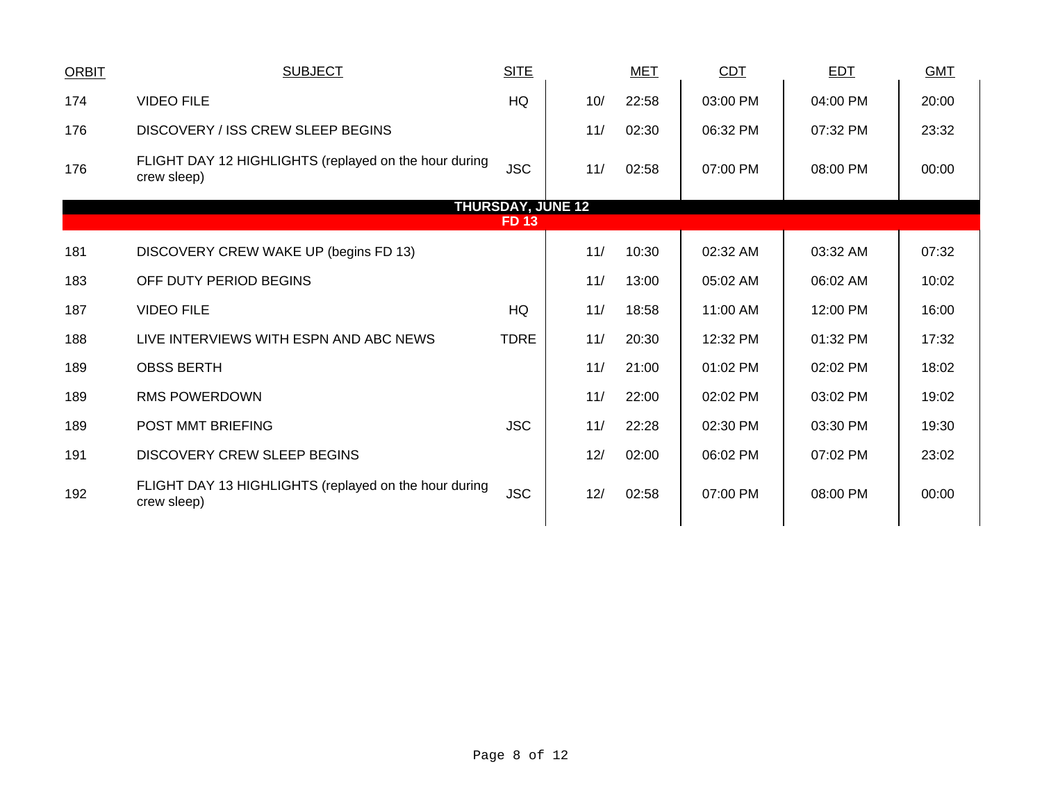| ORBIT | SUBJECT | SITE | MET | | CDT | EDT | GMT |
|---|---|---|---|---|---|---|---|
| 174 | VIDEO FILE | HQ | 10/ | 22:58 | 03:00 PM | 04:00 PM | 20:00 |
| 176 | DISCOVERY / ISS CREW SLEEP BEGINS | | 11/ | 02:30 | 06:32 PM | 07:32 PM | 23:32 |
| 176 | FLIGHT DAY 12 HIGHLIGHTS (replayed on the hour during crew sleep) | JSC | 11/ | 02:58 | 07:00 PM | 08:00 PM | 00:00 |
| | **THURSDAY, JUNE 12** | | | | | | |
| | **FD 13** | | | | | | |
| 181 | DISCOVERY CREW WAKE UP (begins FD 13) | | 11/ | 10:30 | 02:32 AM | 03:32 AM | 07:32 |
| 183 | OFF DUTY PERIOD BEGINS | | 11/ | 13:00 | 05:02 AM | 06:02 AM | 10:02 |
| 187 | VIDEO FILE | HQ | 11/ | 18:58 | 11:00 AM | 12:00 PM | 16:00 |
| 188 | LIVE INTERVIEWS WITH ESPN AND ABC NEWS | TDRE | 11/ | 20:30 | 12:32 PM | 01:32 PM | 17:32 |
| 189 | OBSS BERTH | | 11/ | 21:00 | 01:02 PM | 02:02 PM | 18:02 |
| 189 | RMS POWERDOWN | | 11/ | 22:00 | 02:02 PM | 03:02 PM | 19:02 |
| 189 | POST MMT BRIEFING | JSC | 11/ | 22:28 | 02:30 PM | 03:30 PM | 19:30 |
| 191 | DISCOVERY CREW SLEEP BEGINS | | 12/ | 02:00 | 06:02 PM | 07:02 PM | 23:02 |
| 192 | FLIGHT DAY 13 HIGHLIGHTS (replayed on the hour during crew sleep) | JSC | 12/ | 02:58 | 07:00 PM | 08:00 PM | 00:00 |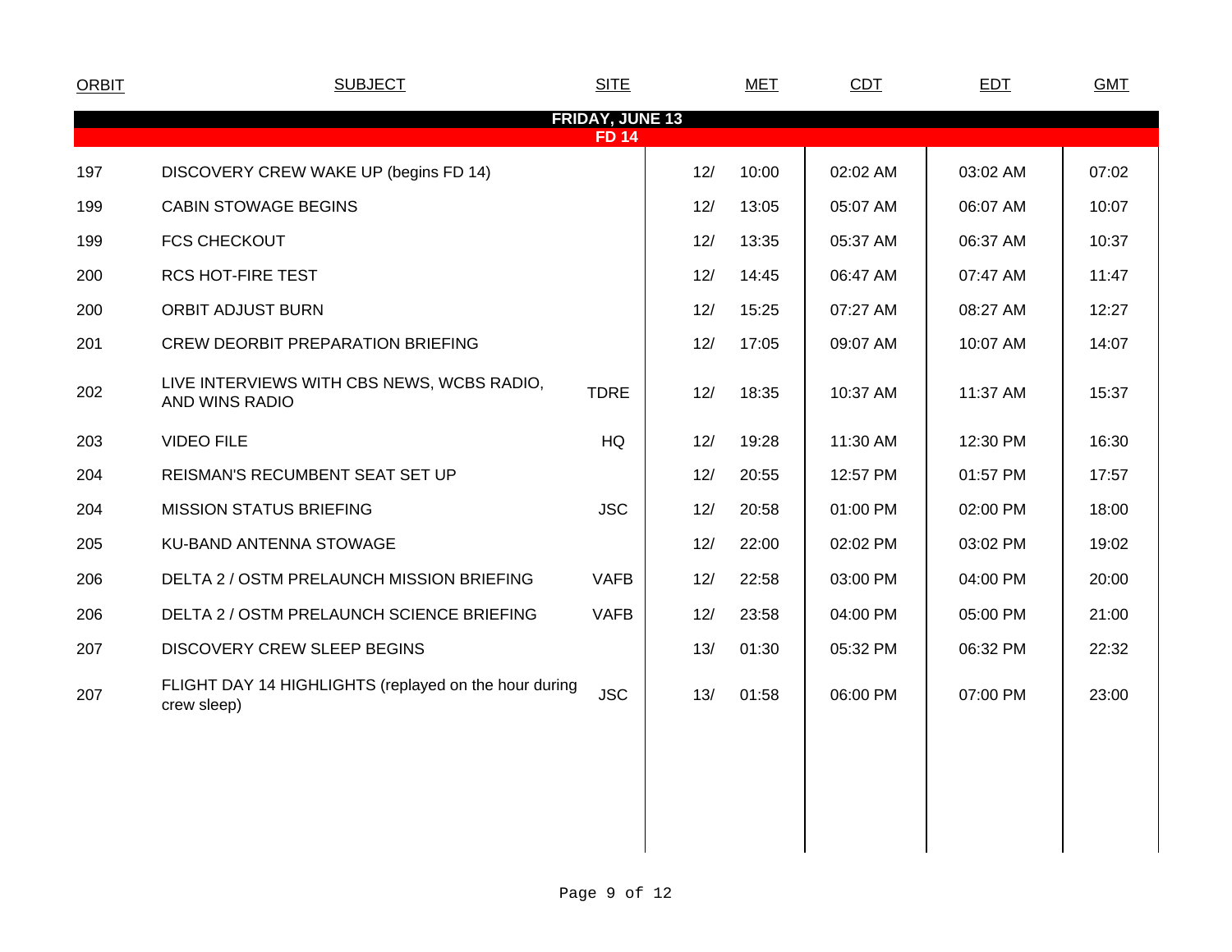| ORBIT | SUBJECT | SITE | MET | | CDT | EDT | GMT |
|---|---|---|---|---|---|---|---|
| **FRIDAY, JUNE 13** | | | | | | | |
| **FD 14** | | | | | | | |
| 197 | DISCOVERY CREW WAKE UP (begins FD 14) | | 12/ | 10:00 | 02:02 AM | 03:02 AM | 07:02 |
| 199 | CABIN STOWAGE BEGINS | | 12/ | 13:05 | 05:07 AM | 06:07 AM | 10:07 |
| 199 | FCS CHECKOUT | | 12/ | 13:35 | 05:37 AM | 06:37 AM | 10:37 |
| 200 | RCS HOT-FIRE TEST | | 12/ | 14:45 | 06:47 AM | 07:47 AM | 11:47 |
| 200 | ORBIT ADJUST BURN | | 12/ | 15:25 | 07:27 AM | 08:27 AM | 12:27 |
| 201 | CREW DEORBIT PREPARATION BRIEFING | | 12/ | 17:05 | 09:07 AM | 10:07 AM | 14:07 |
| 202 | LIVE INTERVIEWS WITH CBS NEWS, WCBS RADIO, AND WINS RADIO | TDRE | 12/ | 18:35 | 10:37 AM | 11:37 AM | 15:37 |
| 203 | VIDEO FILE | HQ | 12/ | 19:28 | 11:30 AM | 12:30 PM | 16:30 |
| 204 | REISMAN'S RECUMBENT SEAT SET UP | | 12/ | 20:55 | 12:57 PM | 01:57 PM | 17:57 |
| 204 | MISSION STATUS BRIEFING | JSC | 12/ | 20:58 | 01:00 PM | 02:00 PM | 18:00 |
| 205 | KU-BAND ANTENNA STOWAGE | | 12/ | 22:00 | 02:02 PM | 03:02 PM | 19:02 |
| 206 | DELTA 2 / OSTM PRELAUNCH MISSION BRIEFING | VAFB | 12/ | 22:58 | 03:00 PM | 04:00 PM | 20:00 |
| 206 | DELTA 2 / OSTM PRELAUNCH SCIENCE BRIEFING | VAFB | 12/ | 23:58 | 04:00 PM | 05:00 PM | 21:00 |
| 207 | DISCOVERY CREW SLEEP BEGINS | | 13/ | 01:30 | 05:32 PM | 06:32 PM | 22:32 |
| 207 | FLIGHT DAY 14 HIGHLIGHTS (replayed on the hour during crew sleep) | JSC | 13/ | 01:58 | 06:00 PM | 07:00 PM | 23:00 |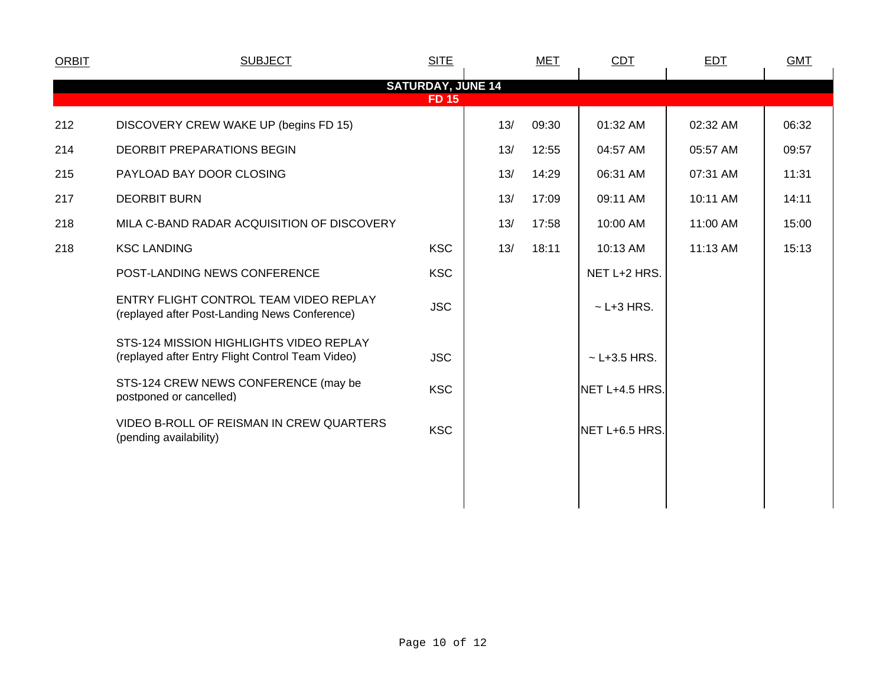| ORBIT | SUBJECT | SITE | MET | | CDT | EDT | GMT |
|---|---|---|---|---|---|---|---|
| **SATURDAY, JUNE 14** | | | | | | | |
| **FD 15** | | | | | | | |
| 212 | DISCOVERY CREW WAKE UP (begins FD 15) | | 13/ | 09:30 | 01:32 AM | 02:32 AM | 06:32 |
| 214 | DEORBIT PREPARATIONS BEGIN | | 13/ | 12:55 | 04:57 AM | 05:57 AM | 09:57 |
| 215 | PAYLOAD BAY DOOR CLOSING | | 13/ | 14:29 | 06:31 AM | 07:31 AM | 11:31 |
| 217 | DEORBIT BURN | | 13/ | 17:09 | 09:11 AM | 10:11 AM | 14:11 |
| 218 | MILA C-BAND RADAR ACQUISITION OF DISCOVERY | | 13/ | 17:58 | 10:00 AM | 11:00 AM | 15:00 |
| 218 | KSC LANDING | KSC | 13/ | 18:11 | 10:13 AM | 11:13 AM | 15:13 |
| | POST-LANDING NEWS CONFERENCE | KSC | | | NET L+2 HRS. | | |
| | ENTRY FLIGHT CONTROL TEAM VIDEO REPLAY (replayed after Post-Landing News Conference) | JSC | | | ~ L+3 HRS. | | |
| | STS-124 MISSION HIGHLIGHTS VIDEO REPLAY (replayed after Entry Flight Control Team Video) | JSC | | | ~ L+3.5 HRS. | | |
| | STS-124 CREW NEWS CONFERENCE (may be postponed or cancelled) | KSC | | | NET L+4.5 HRS. | | |
| | VIDEO B-ROLL OF REISMAN IN CREW QUARTERS (pending availability) | KSC | | | NET L+6.5 HRS. | | |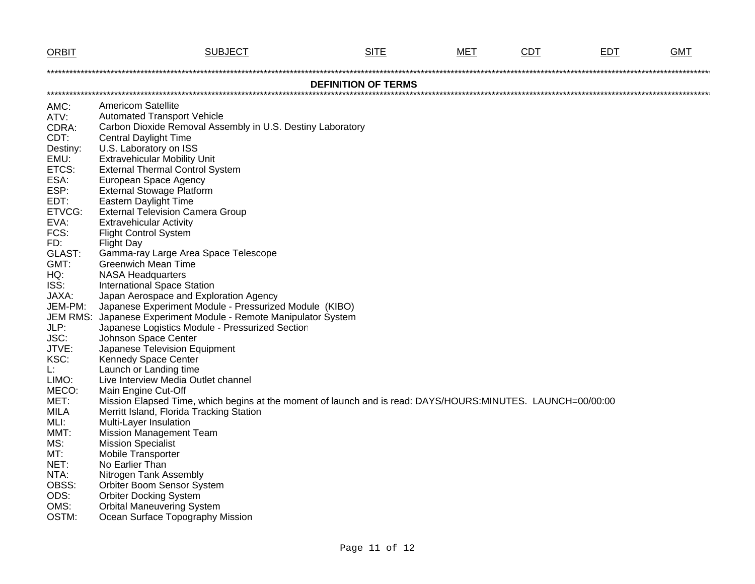| ORBIT | SUBJECT | SITE | MET | CDT | EDT | GMT |
|---|---|---|---|---|---|---|

**DEFINITION OF TERMS**

| | |
|---|---|
| AMC: | Americom Satellite |
| ATV: | Automated Transport Vehicle |
| CDRA: | Carbon Dioxide Removal Assembly in U.S. Destiny Laboratory |
| CDT: | Central Daylight Time |
| Destiny: | U.S. Laboratory on ISS |
| EMU: | Extravehicular Mobility Unit |
| ETCS: | External Thermal Control System |
| ESA: | European Space Agency |
| ESP: | External Stowage Platform |
| EDT: | Eastern Daylight Time |
| ETVCG: | External Television Camera Group |
| EVA: | Extravehicular Activity |
| FCS: | Flight Control System |
| FD: | Flight Day |
| GLAST: | Gamma-ray Large Area Space Telescope |
| GMT: | Greenwich Mean Time |
| HQ: | NASA Headquarters |
| ISS: | International Space Station |
| JAXA: | Japan Aerospace and Exploration Agency |
| JEM-PM: | Japanese Experiment Module - Pressurized Module (KIBO) |
| JEM RMS: | Japanese Experiment Module - Remote Manipulator System |
| JLP: | Japanese Logistics Module - Pressurized Section |
| JSC: | Johnson Space Center |
| JTVE: | Japanese Television Equipment |
| KSC: | Kennedy Space Center |
| L: | Launch or Landing time |
| LIMO: | Live Interview Media Outlet channel |
| MECO: | Main Engine Cut-Off |
| MET: | Mission Elapsed Time, which begins at the moment of launch and is read: DAYS/HOURS:MINUTES. LAUNCH=00/00:00 |
| MILA | Merritt Island, Florida Tracking Station |
| MLI: | Multi-Layer Insulation |
| MMT: | Mission Management Team |
| MS: | Mission Specialist |
| MT: | Mobile Transporter |
| NET: | No Earlier Than |
| NTA: | Nitrogen Tank Assembly |
| OBSS: | Orbiter Boom Sensor System |
| ODS: | Orbiter Docking System |
| OMS: | Orbital Maneuvering System |
| OSTM: | Ocean Surface Topography Mission |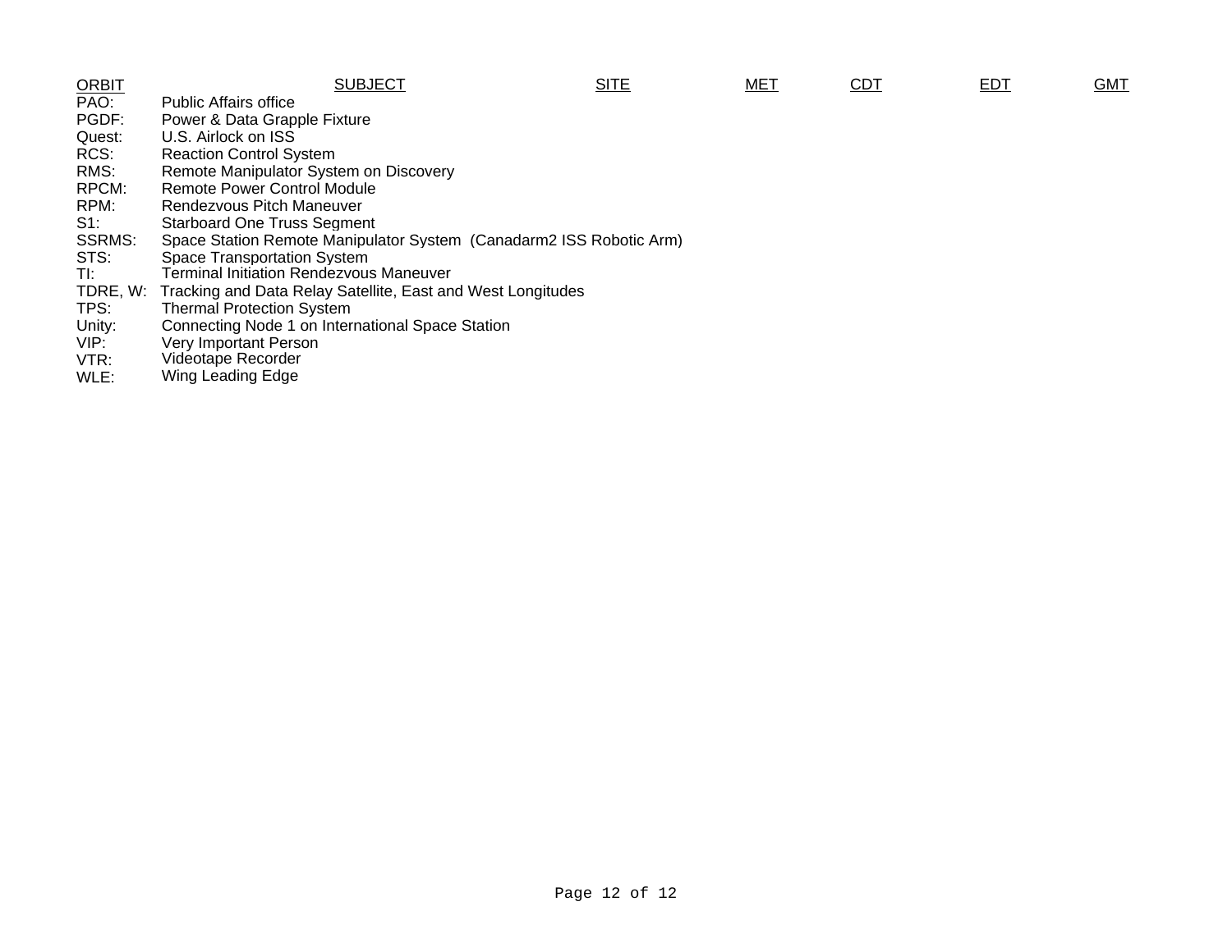| ORBIT | SUBJECT | SITE | MET | CDT | EDT | GMT |
|---|---|---|---|---|---|---|

PAO: Public Affairs office
PGDF: Power & Data Grapple Fixture
Quest: U.S. Airlock on ISS
RCS: Reaction Control System
RMS: Remote Manipulator System on Discovery
RPCM: Remote Power Control Module
RPM: Rendezvous Pitch Maneuver
S1: Starboard One Truss Segment
SSRMS: Space Station Remote Manipulator System (Canadarm2 ISS Robotic Arm)
STS: Space Transportation System
TI: Terminal Initiation Rendezvous Maneuver
TDRE, W: Tracking and Data Relay Satellite, East and West Longitudes
TPS: Thermal Protection System
Unity: Connecting Node 1 on International Space Station
VIP: Very Important Person
VTR: Videotape Recorder
WLE: Wing Leading Edge